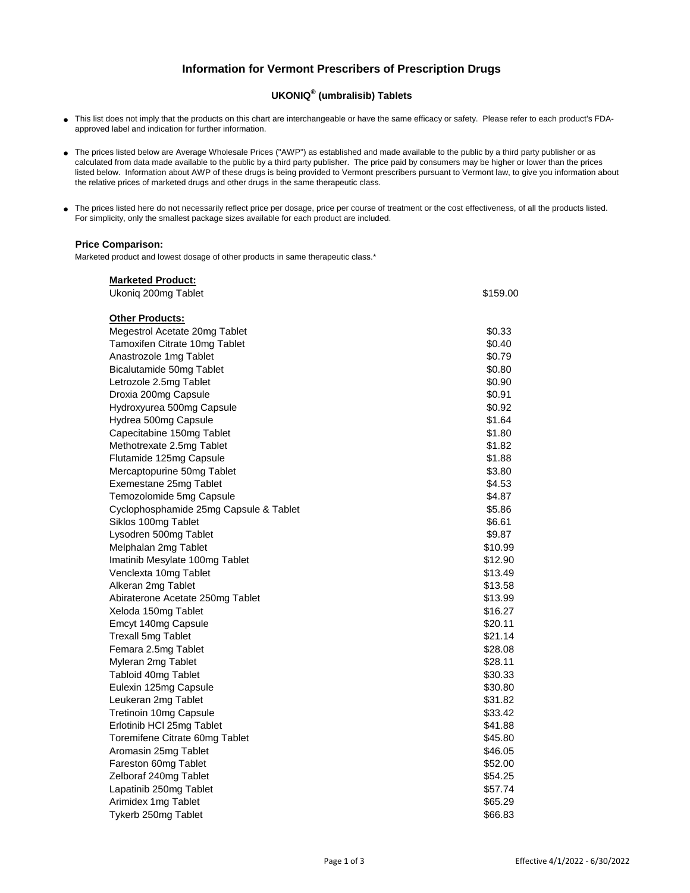# Information for Vermont Prescribers of Prescription Drugs

## UKONIQ® (umbralisib) Tablets

- This list does not imply that the products on this chart are interchangeable or have the same efficacy or safety. Please refer to each product's FDA-approved label and indication for further information.
- The prices listed below are Average Wholesale Prices ("AWP") as established and made available to the public by a third party publisher or as calculated from data made available to the public by a third party publisher. The price paid by consumers may be higher or lower than the prices listed below. Information about AWP of these drugs is being provided to Vermont prescribers pursuant to Vermont law, to give you information about the relative prices of marketed drugs and other drugs in the same therapeutic class.
- The prices listed here do not necessarily reflect price per dosage, price per course of treatment or the cost effectiveness, of all the products listed. For simplicity, only the smallest package sizes available for each product are included.

**Price Comparison:**

Marketed product and lowest dosage of other products in same therapeutic class.*

| | |
|---|---|
| **Marketed Product:** | |
| Ukoniq 200mg Tablet | $159.00 |
| **Other Products:** | |
| Megestrol Acetate 20mg Tablet | $0.33 |
| Tamoxifen Citrate 10mg Tablet | $0.40 |
| Anastrozole 1mg Tablet | $0.79 |
| Bicalutamide 50mg Tablet | $0.80 |
| Letrozole 2.5mg Tablet | $0.90 |
| Droxia 200mg Capsule | $0.91 |
| Hydroxyurea 500mg Capsule | $0.92 |
| Hydrea 500mg Capsule | $1.64 |
| Capecitabine 150mg Tablet | $1.80 |
| Methotrexate 2.5mg Tablet | $1.82 |
| Flutamide 125mg Capsule | $1.88 |
| Mercaptopurine 50mg Tablet | $3.80 |
| Exemestane 25mg Tablet | $4.53 |
| Temozolomide 5mg Capsule | $4.87 |
| Cyclophosphamide 25mg Capsule & Tablet | $5.86 |
| Siklos 100mg Tablet | $6.61 |
| Lysodren 500mg Tablet | $9.87 |
| Melphalan 2mg Tablet | $10.99 |
| Imatinib Mesylate 100mg Tablet | $12.90 |
| Venclexta 10mg Tablet | $13.49 |
| Alkeran 2mg Tablet | $13.58 |
| Abiraterone Acetate 250mg Tablet | $13.99 |
| Xeloda 150mg Tablet | $16.27 |
| Emcyt 140mg Capsule | $20.11 |
| Trexall 5mg Tablet | $21.14 |
| Femara 2.5mg Tablet | $28.08 |
| Myleran 2mg Tablet | $28.11 |
| Tabloid 40mg Tablet | $30.33 |
| Eulexin 125mg Capsule | $30.80 |
| Leukeran 2mg Tablet | $31.82 |
| Tretinoin 10mg Capsule | $33.42 |
| Erlotinib HCl 25mg Tablet | $41.88 |
| Toremifene Citrate 60mg Tablet | $45.80 |
| Aromasin 25mg Tablet | $46.05 |
| Fareston 60mg Tablet | $52.00 |
| Zelboraf 240mg Tablet | $54.25 |
| Lapatinib 250mg Tablet | $57.74 |
| Arimidex 1mg Tablet | $65.29 |
| Tykerb 250mg Tablet | $66.83 |

Effective 4/1/2022 - 6/30/2022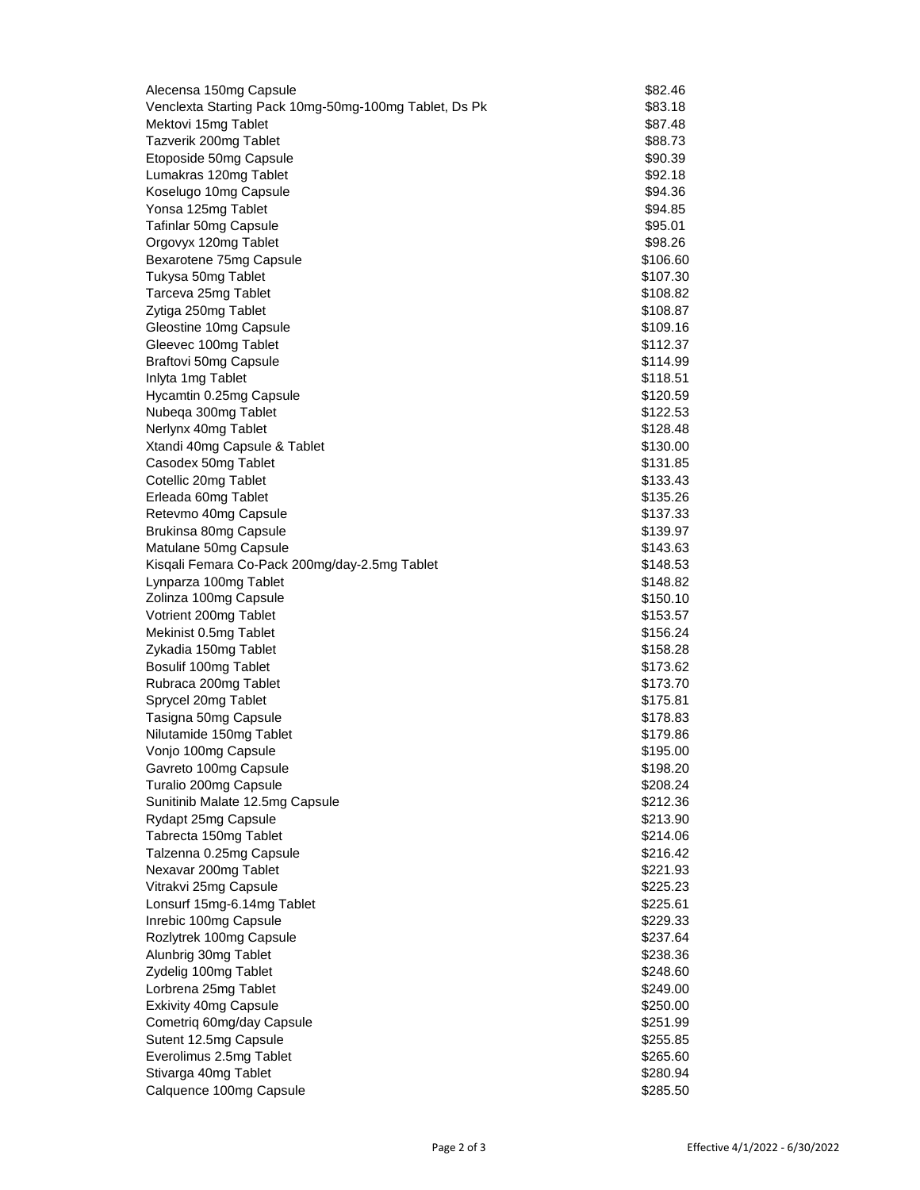| | |
|---|---|
| Alecensa 150mg Capsule | $82.46 |
| Venclexta Starting Pack 10mg-50mg-100mg Tablet, Ds Pk | $83.18 |
| Mektovi 15mg Tablet | $87.48 |
| Tazverik 200mg Tablet | $88.73 |
| Etoposide 50mg Capsule | $90.39 |
| Lumakras 120mg Tablet | $92.18 |
| Koselugo 10mg Capsule | $94.36 |
| Yonsa 125mg Tablet | $94.85 |
| Tafinlar 50mg Capsule | $95.01 |
| Orgovyx 120mg Tablet | $98.26 |
| Bexarotene 75mg Capsule | $106.60 |
| Tukysa 50mg Tablet | $107.30 |
| Tarceva 25mg Tablet | $108.82 |
| Zytiga 250mg Tablet | $108.87 |
| Gleostine 10mg Capsule | $109.16 |
| Gleevec 100mg Tablet | $112.37 |
| Braftovi 50mg Capsule | $114.99 |
| Inlyta 1mg Tablet | $118.51 |
| Hycamtin 0.25mg Capsule | $120.59 |
| Nubeqa 300mg Tablet | $122.53 |
| Nerlynx 40mg Tablet | $128.48 |
| Xtandi 40mg Capsule & Tablet | $130.00 |
| Casodex 50mg Tablet | $131.85 |
| Cotellic 20mg Tablet | $133.43 |
| Erleada 60mg Tablet | $135.26 |
| Retevmo 40mg Capsule | $137.33 |
| Brukinsa 80mg Capsule | $139.97 |
| Matulane 50mg Capsule | $143.63 |
| Kisqali Femara Co-Pack 200mg/day-2.5mg Tablet | $148.53 |
| Lynparza 100mg Tablet | $148.82 |
| Zolinza 100mg Capsule | $150.10 |
| Votrient 200mg Tablet | $153.57 |
| Mekinist 0.5mg Tablet | $156.24 |
| Zykadia 150mg Tablet | $158.28 |
| Bosulif 100mg Tablet | $173.62 |
| Rubraca 200mg Tablet | $173.70 |
| Sprycel 20mg Tablet | $175.81 |
| Tasigna 50mg Capsule | $178.83 |
| Nilutamide 150mg Tablet | $179.86 |
| Vonjo 100mg Capsule | $195.00 |
| Gavreto 100mg Capsule | $198.20 |
| Turalio 200mg Capsule | $208.24 |
| Sunitinib Malate 12.5mg Capsule | $212.36 |
| Rydapt 25mg Capsule | $213.90 |
| Tabrecta 150mg Tablet | $214.06 |
| Talzenna 0.25mg Capsule | $216.42 |
| Nexavar 200mg Tablet | $221.93 |
| Vitrakvi 25mg Capsule | $225.23 |
| Lonsurf 15mg-6.14mg Tablet | $225.61 |
| Inrebic 100mg Capsule | $229.33 |
| Rozlytrek 100mg Capsule | $237.64 |
| Alunbrig 30mg Tablet | $238.36 |
| Zydelig 100mg Tablet | $248.60 |
| Lorbrena 25mg Tablet | $249.00 |
| Exkivity 40mg Capsule | $250.00 |
| Cometriq 60mg/day Capsule | $251.99 |
| Sutent 12.5mg Capsule | $255.85 |
| Everolimus 2.5mg Tablet | $265.60 |
| Stivarga 40mg Tablet | $280.94 |
| Calquence 100mg Capsule | $285.50 |

Effective 4/1/2022 - 6/30/2022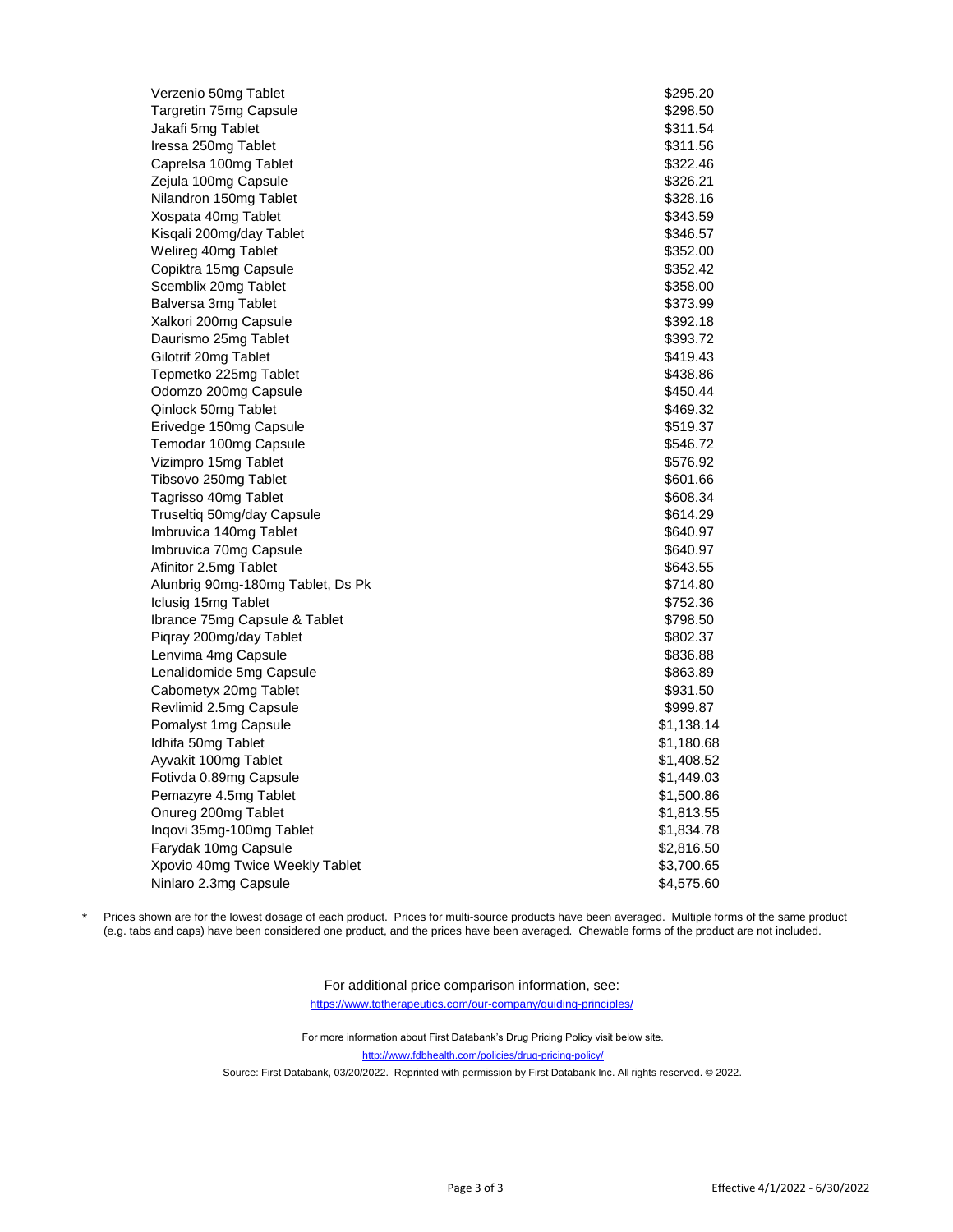| | |
|---|---|
| Verzenio 50mg Tablet | $295.20 |
| Targretin 75mg Capsule | $298.50 |
| Jakafi 5mg Tablet | $311.54 |
| Iressa 250mg Tablet | $311.56 |
| Caprelsa 100mg Tablet | $322.46 |
| Zejula 100mg Capsule | $326.21 |
| Nilandron 150mg Tablet | $328.16 |
| Xospata 40mg Tablet | $343.59 |
| Kisqali 200mg/day Tablet | $346.57 |
| Welireg 40mg Tablet | $352.00 |
| Copiktra 15mg Capsule | $352.42 |
| Scemblix 20mg Tablet | $358.00 |
| Balversa 3mg Tablet | $373.99 |
| Xalkori 200mg Capsule | $392.18 |
| Daurismo 25mg Tablet | $393.72 |
| Gilotrif 20mg Tablet | $419.43 |
| Tepmetko 225mg Tablet | $438.86 |
| Odomzo 200mg Capsule | $450.44 |
| Qinlock 50mg Tablet | $469.32 |
| Erivedge 150mg Capsule | $519.37 |
| Temodar 100mg Capsule | $546.72 |
| Vizimpro 15mg Tablet | $576.92 |
| Tibsovo 250mg Tablet | $601.66 |
| Tagrisso 40mg Tablet | $608.34 |
| Truseltiq 50mg/day Capsule | $614.29 |
| Imbruvica 140mg Tablet | $640.97 |
| Imbruvica 70mg Capsule | $640.97 |
| Afinitor 2.5mg Tablet | $643.55 |
| Alunbrig 90mg-180mg Tablet, Ds Pk | $714.80 |
| Iclusig 15mg Tablet | $752.36 |
| Ibrance 75mg Capsule & Tablet | $798.50 |
| Piqray 200mg/day Tablet | $802.37 |
| Lenvima 4mg Capsule | $836.88 |
| Lenalidomide 5mg Capsule | $863.89 |
| Cabometyx 20mg Tablet | $931.50 |
| Revlimid 2.5mg Capsule | $999.87 |
| Pomalyst 1mg Capsule | $1,138.14 |
| Idhifa 50mg Tablet | $1,180.68 |
| Ayvakit 100mg Tablet | $1,408.52 |
| Fotivda 0.89mg Capsule | $1,449.03 |
| Pemazyre 4.5mg Tablet | $1,500.86 |
| Onureg 200mg Tablet | $1,813.55 |
| Inqovi 35mg-100mg Tablet | $1,834.78 |
| Farydak 10mg Capsule | $2,816.50 |
| Xpovio 40mg Twice Weekly Tablet | $3,700.65 |
| Ninlaro 2.3mg Capsule | $4,575.60 |

\* Prices shown are for the lowest dosage of each product. Prices for multi-source products have been averaged. Multiple forms of the same product (e.g. tabs and caps) have been considered one product, and the prices have been averaged. Chewable forms of the product are not included.

For additional price comparison information, see:

https://www.tgtherapeutics.com/our-company/guiding-principles/

For more information about First Databank's Drug Pricing Policy visit below site.

http://www.fdbhealth.com/policies/drug-pricing-policy/

Source: First Databank, 03/20/2022. Reprinted with permission by First Databank Inc. All rights reserved. © 2022.

Effective 4/1/2022 - 6/30/2022